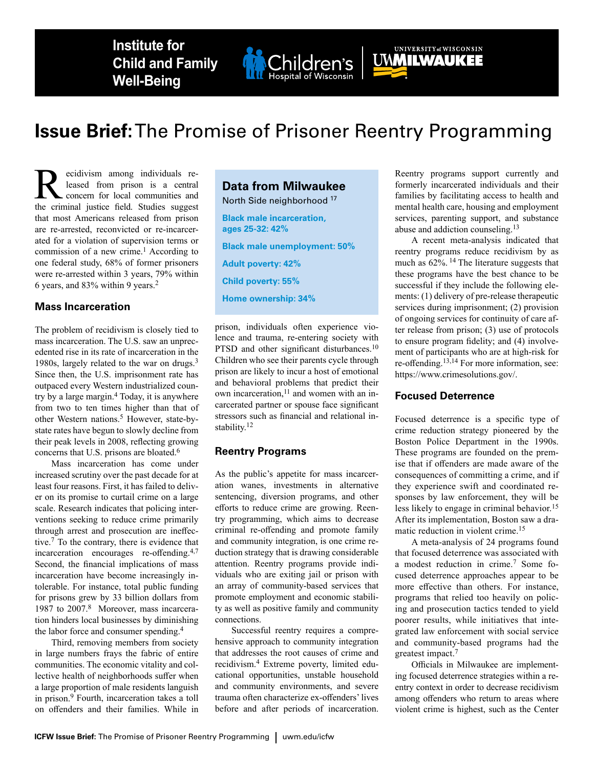Institute for Child and Family Well-Being

# Issue Brief: The Promise of Prisoner Reentry Programming

Recidivism among individuals released from prison is a central concern for local communities and the criminal justice field. Studies suggest that most Americans released from prison are re-arrested, reconvicted or re-incarcerated for a violation of supervision terms or commission of a new crime.[1] According to one federal study, 68% of former prisoners were re-arrested within 3 years, 79% within 6 years, and 83% within 9 years.[2]

## Mass Incarceration

The problem of recidivism is closely tied to mass incarceration. The U.S. saw an unprecedented rise in its rate of incarceration in the 1980s, largely related to the war on drugs.[3] Since then, the U.S. imprisonment rate has outpaced every Western industrialized country by a large margin.[4] Today, it is anywhere from two to ten times higher than that of other Western nations.[5] However, state-by-state rates have begun to slowly decline from their peak levels in 2008, reflecting growing concerns that U.S. prisons are bloated.[6]

Mass incarceration has come under increased scrutiny over the past decade for at least four reasons. First, it has failed to deliver on its promise to curtail crime on a large scale. Research indicates that policing interventions seeking to reduce crime primarily through arrest and prosecution are ineffective.[7] To the contrary, there is evidence that incarceration encourages re-offending.[4,7] Second, the financial implications of mass incarceration have become increasingly intolerable. For instance, total public funding for prisons grew by 33 billion dollars from 1987 to 2007.[8] Moreover, mass incarceration hinders local businesses by diminishing the labor force and consumer spending.[4]

Third, removing members from society in large numbers frays the fabric of entire communities. The economic vitality and collective health of neighborhoods suffer when a large proportion of male residents languish in prison.[9] Fourth, incarceration takes a toll on offenders and their families. While in prison, individuals often experience violence and trauma, re-entering society with PTSD and other significant disturbances.[10] Children who see their parents cycle through prison are likely to incur a host of emotional and behavioral problems that predict their own incarceration,[11] and women with an incarcerated partner or spouse face significant stressors such as financial and relational instability.[12]

> **Data from Milwaukee**
> North Side neighborhood [17]
>
> **Black male incarceration, ages 25-32: 42%**
>
> **Black male unemployment: 50%**
>
> **Adult poverty: 42%**
>
> **Child poverty: 55%**
>
> **Home ownership: 34%**

## Reentry Programs

As the public's appetite for mass incarceration wanes, investments in alternative sentencing, diversion programs, and other efforts to reduce crime are growing. Reentry programming, which aims to decrease criminal re-offending and promote family and community integration, is one crime reduction strategy that is drawing considerable attention. Reentry programs provide individuals who are exiting jail or prison with an array of community-based services that promote employment and economic stability as well as positive family and community connections.

Successful reentry requires a comprehensive approach to community integration that addresses the root causes of crime and recidivism.[4] Extreme poverty, limited educational opportunities, unstable household and community environments, and severe trauma often characterize ex-offenders' lives before and after periods of incarceration. Reentry programs support currently and formerly incarcerated individuals and their families by facilitating access to health and mental health care, housing and employment services, parenting support, and substance abuse and addiction counseling.[13]

A recent meta-analysis indicated that reentry programs reduce recidivism by as much as 62%.[14] The literature suggests that these programs have the best chance to be successful if they include the following elements: (1) delivery of pre-release therapeutic services during imprisonment; (2) provision of ongoing services for continuity of care after release from prison; (3) use of protocols to ensure program fidelity; and (4) involvement of participants who are at high-risk for re-offending.[13,14] For more information, see: https://www.crimesolutions.gov/.

## Focused Deterrence

Focused deterrence is a specific type of crime reduction strategy pioneered by the Boston Police Department in the 1990s. These programs are founded on the premise that if offenders are made aware of the consequences of committing a crime, and if they experience swift and coordinated responses by law enforcement, they will be less likely to engage in criminal behavior.[15] After its implementation, Boston saw a dramatic reduction in violent crime.[15]

A meta-analysis of 24 programs found that focused deterrence was associated with a modest reduction in crime.[7] Some focused deterrence approaches appear to be more effective than others. For instance, programs that relied too heavily on policing and prosecution tactics tended to yield poorer results, while initiatives that integrated law enforcement with social service and community-based programs had the greatest impact.[7]

Officials in Milwaukee are implementing focused deterrence strategies within a reentry context in order to decrease recidivism among offenders who return to areas where violent crime is highest, such as the Center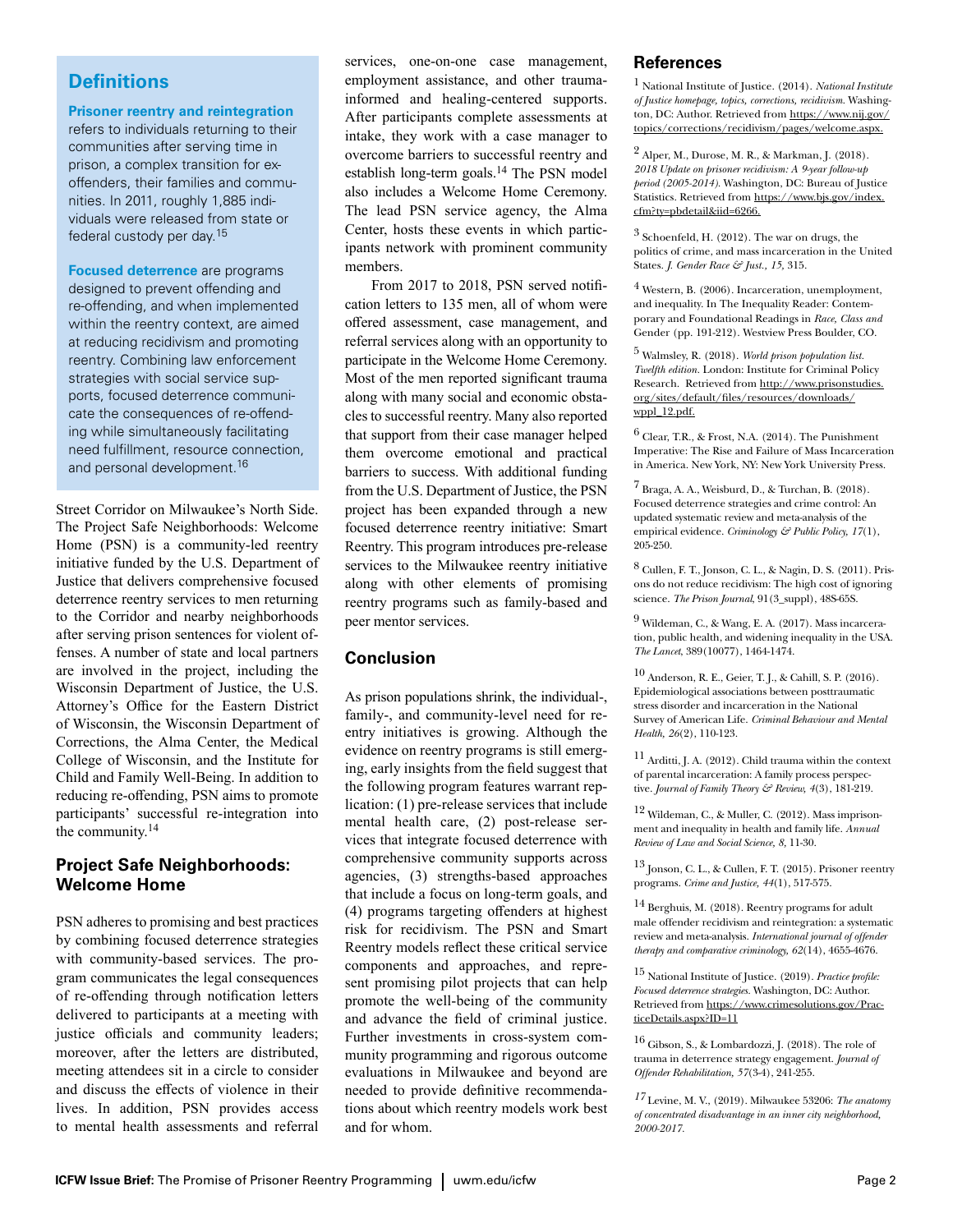## Definitions

**Prisoner reentry and reintegration** refers to individuals returning to their communities after serving time in prison, a complex transition for ex-offenders, their families and communities. In 2011, roughly 1,885 individuals were released from state or federal custody per day.[15]

**Focused deterrence** are programs designed to prevent offending and re-offending, and when implemented within the reentry context, are aimed at reducing recidivism and promoting reentry. Combining law enforcement strategies with social service supports, focused deterrence communicate the consequences of re-offending while simultaneously facilitating need fulfillment, resource connection, and personal development.[16]

Street Corridor on Milwaukee's North Side. The Project Safe Neighborhoods: Welcome Home (PSN) is a community-led reentry initiative funded by the U.S. Department of Justice that delivers comprehensive focused deterrence reentry services to men returning to the Corridor and nearby neighborhoods after serving prison sentences for violent offenses. A number of state and local partners are involved in the project, including the Wisconsin Department of Justice, the U.S. Attorney's Office for the Eastern District of Wisconsin, the Wisconsin Department of Corrections, the Alma Center, the Medical College of Wisconsin, and the Institute for Child and Family Well-Being. In addition to reducing re-offending, PSN aims to promote participants' successful re-integration into the community.[14]

## Project Safe Neighborhoods: Welcome Home

PSN adheres to promising and best practices by combining focused deterrence strategies with community-based services. The program communicates the legal consequences of re-offending through notification letters delivered to participants at a meeting with justice officials and community leaders; moreover, after the letters are distributed, meeting attendees sit in a circle to consider and discuss the effects of violence in their lives. In addition, PSN provides access to mental health assessments and referral services, one-on-one case management, employment assistance, and other trauma-informed and healing-centered supports. After participants complete assessments at intake, they work with a case manager to overcome barriers to successful reentry and establish long-term goals.[14] The PSN model also includes a Welcome Home Ceremony. The lead PSN service agency, the Alma Center, hosts these events in which participants network with prominent community members.

From 2017 to 2018, PSN served notification letters to 135 men, all of whom were offered assessment, case management, and referral services along with an opportunity to participate in the Welcome Home Ceremony. Most of the men reported significant trauma along with many social and economic obstacles to successful reentry. Many also reported that support from their case manager helped them overcome emotional and practical barriers to success. With additional funding from the U.S. Department of Justice, the PSN project has been expanded through a new focused deterrence reentry initiative: Smart Reentry. This program introduces pre-release services to the Milwaukee reentry initiative along with other elements of promising reentry programs such as family-based and peer mentor services.

## Conclusion

As prison populations shrink, the individual-, family-, and community-level need for reentry initiatives is growing. Although the evidence on reentry programs is still emerging, early insights from the field suggest that the following program features warrant replication: (1) pre-release services that include mental health care, (2) post-release services that integrate focused deterrence with comprehensive community supports across agencies, (3) strengths-based approaches that include a focus on long-term goals, and (4) programs targeting offenders at highest risk for recidivism. The PSN and Smart Reentry models reflect these critical service components and approaches, and represent promising pilot projects that can help promote the well-being of the community and advance the field of criminal justice. Further investments in cross-system community programming and rigorous outcome evaluations in Milwaukee and beyond are needed to provide definitive recommendations about which reentry models work best and for whom.

## References

[1] National Institute of Justice. (2014). *National Institute of Justice homepage, topics, corrections, recidivism.* Washington, DC: Author. Retrieved from https://www.nij.gov/topics/corrections/recidivism/pages/welcome.aspx.

[2] Alper, M., Durose, M. R., & Markman, J. (2018). *2018 Update on prisoner recidivism: A 9-year follow-up period (2005-2014).* Washington, DC: Bureau of Justice Statistics. Retrieved from https://www.bjs.gov/index.cfm?ty=pbdetail&iid=6266.

[3] Schoenfeld, H. (2012). The war on drugs, the politics of crime, and mass incarceration in the United States. *J. Gender Race & Just., 15,* 315.

[4] Western, B. (2006). Incarceration, unemployment, and inequality. In The Inequality Reader: Contemporary and Foundational Readings in *Race, Class and* Gender (pp. 191-212). Westview Press Boulder, CO.

[5] Walmsley, R. (2018). *World prison population list. Twelfth edition.* London: Institute for Criminal Policy Research. Retrieved from http://www.prisonstudies.org/sites/default/files/resources/downloads/wppl_12.pdf.

[6] Clear, T.R., & Frost, N.A. (2014). The Punishment Imperative: The Rise and Failure of Mass Incarceration in America. New York, NY: New York University Press.

[7] Braga, A. A., Weisburd, D., & Turchan, B. (2018). Focused deterrence strategies and crime control: An updated systematic review and meta-analysis of the empirical evidence. *Criminology & Public Policy, 17*(1), 205-250.

[8] Cullen, F. T., Jonson, C. L., & Nagin, D. S. (2011). Prisons do not reduce recidivism: The high cost of ignoring science. *The Prison Journal,* 91(3_suppl), 48S-65S.

[9] Wildeman, C., & Wang, E. A. (2017). Mass incarceration, public health, and widening inequality in the USA. *The Lancet,* 389(10077), 1464-1474.

[10] Anderson, R. E., Geier, T. J., & Cahill, S. P. (2016). Epidemiological associations between posttraumatic stress disorder and incarceration in the National Survey of American Life. *Criminal Behaviour and Mental Health, 26*(2), 110-123.

[11] Arditti, J. A. (2012). Child trauma within the context of parental incarceration: A family process perspective. *Journal of Family Theory & Review, 4*(3), 181-219.

[12] Wildeman, C., & Muller, C. (2012). Mass imprisonment and inequality in health and family life. *Annual Review of Law and Social Science, 8,* 11-30.

[13] Jonson, C. L., & Cullen, F. T. (2015). Prisoner reentry programs. *Crime and Justice, 44*(1), 517-575.

[14] Berghuis, M. (2018). Reentry programs for adult male offender recidivism and reintegration: a systematic review and meta-analysis. *International journal of offender therapy and comparative criminology, 62*(14), 4655-4676.

[15] National Institute of Justice. (2019). *Practice profile: Focused deterrence strategies.* Washington, DC: Author. Retrieved from https://www.crimesolutions.gov/PracticeDetails.aspx?ID=11

[16] Gibson, S., & Lombardozzi, J. (2018). The role of trauma in deterrence strategy engagement. *Journal of Offender Rehabilitation, 57*(3-4), 241-255.

[17] Levine, M. V., (2019). Milwaukee 53206: *The anatomy of concentrated disadvantage in an inner city neighborhood, 2000-2017.*